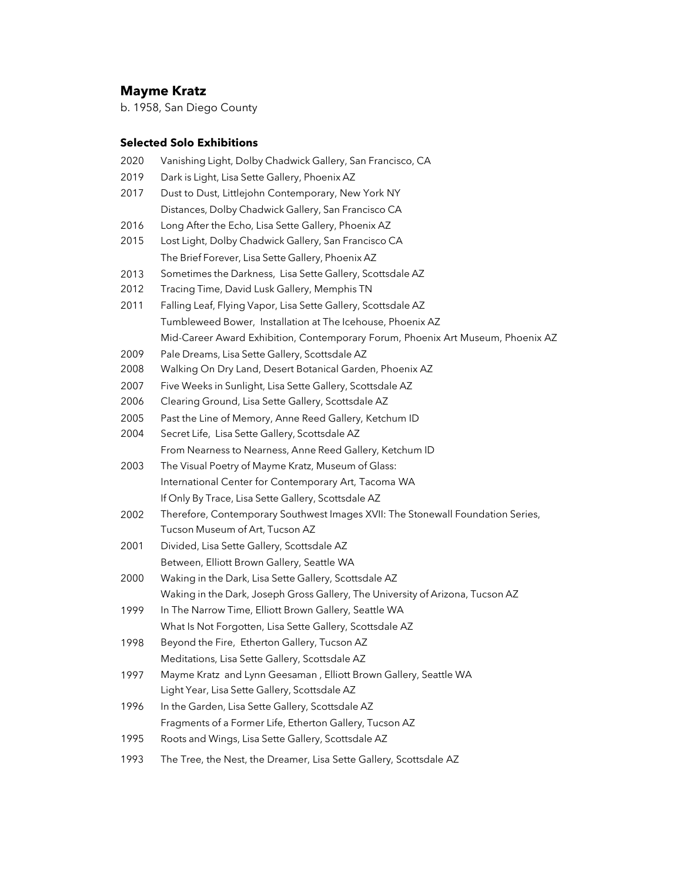## Mayme Kratz

b. 1958, San Diego County

### Selected Solo Exhibitions

| | |
|---|---|
| 2020 | Vanishing Light, Dolby Chadwick Gallery, San Francisco, CA |
| 2019 | Dark is Light, Lisa Sette Gallery, Phoenix AZ |
| 2017 | Dust to Dust, Littlejohn Contemporary, New York NY |
| | Distances, Dolby Chadwick Gallery, San Francisco CA |
| 2016 | Long After the Echo, Lisa Sette Gallery, Phoenix AZ |
| 2015 | Lost Light, Dolby Chadwick Gallery, San Francisco CA |
| | The Brief Forever, Lisa Sette Gallery, Phoenix AZ |
| 2013 | Sometimes the Darkness, Lisa Sette Gallery, Scottsdale AZ |
| 2012 | Tracing Time, David Lusk Gallery, Memphis TN |
| 2011 | Falling Leaf, Flying Vapor, Lisa Sette Gallery, Scottsdale AZ |
| | Tumbleweed Bower, Installation at The Icehouse, Phoenix AZ |
| | Mid-Career Award Exhibition, Contemporary Forum, Phoenix Art Museum, Phoenix AZ |
| 2009 | Pale Dreams, Lisa Sette Gallery, Scottsdale AZ |
| 2008 | Walking On Dry Land, Desert Botanical Garden, Phoenix AZ |
| 2007 | Five Weeks in Sunlight, Lisa Sette Gallery, Scottsdale AZ |
| 2006 | Clearing Ground, Lisa Sette Gallery, Scottsdale AZ |
| 2005 | Past the Line of Memory, Anne Reed Gallery, Ketchum ID |
| 2004 | Secret Life, Lisa Sette Gallery, Scottsdale AZ |
| | From Nearness to Nearness, Anne Reed Gallery, Ketchum ID |
| 2003 | The Visual Poetry of Mayme Kratz, Museum of Glass: International Center for Contemporary Art, Tacoma WA |
| | If Only By Trace, Lisa Sette Gallery, Scottsdale AZ |
| 2002 | Therefore, Contemporary Southwest Images XVII: The Stonewall Foundation Series, Tucson Museum of Art, Tucson AZ |
| 2001 | Divided, Lisa Sette Gallery, Scottsdale AZ |
| | Between, Elliott Brown Gallery, Seattle WA |
| 2000 | Waking in the Dark, Lisa Sette Gallery, Scottsdale AZ |
| | Waking in the Dark, Joseph Gross Gallery, The University of Arizona, Tucson AZ |
| 1999 | In The Narrow Time, Elliott Brown Gallery, Seattle WA |
| | What Is Not Forgotten, Lisa Sette Gallery, Scottsdale AZ |
| 1998 | Beyond the Fire, Etherton Gallery, Tucson AZ |
| | Meditations, Lisa Sette Gallery, Scottsdale AZ |
| 1997 | Mayme Kratz and Lynn Geesaman , Elliott Brown Gallery, Seattle WA |
| | Light Year, Lisa Sette Gallery, Scottsdale AZ |
| 1996 | In the Garden, Lisa Sette Gallery, Scottsdale AZ |
| | Fragments of a Former Life, Etherton Gallery, Tucson AZ |
| 1995 | Roots and Wings, Lisa Sette Gallery, Scottsdale AZ |
| 1993 | The Tree, the Nest, the Dreamer, Lisa Sette Gallery, Scottsdale AZ |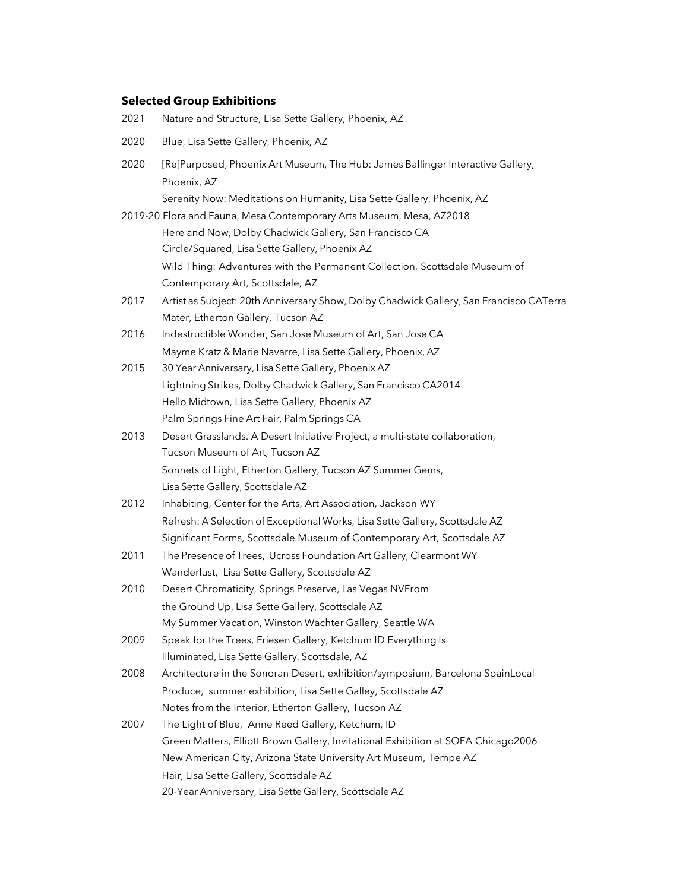### Selected Group Exhibitions

2021 Nature and Structure, Lisa Sette Gallery, Phoenix, AZ

2020 Blue, Lisa Sette Gallery, Phoenix, AZ

2020 [Re]Purposed, Phoenix Art Museum, The Hub: James Ballinger Interactive Gallery, Phoenix, AZ
Serenity Now: Meditations on Humanity, Lisa Sette Gallery, Phoenix, AZ

2019-20 Flora and Fauna, Mesa Contemporary Arts Museum, Mesa, AZ2018
Here and Now, Dolby Chadwick Gallery, San Francisco CA
Circle/Squared, Lisa Sette Gallery, Phoenix AZ
Wild Thing: Adventures with the Permanent Collection, Scottsdale Museum of Contemporary Art, Scottsdale, AZ

2017 Artist as Subject: 20th Anniversary Show, Dolby Chadwick Gallery, San Francisco CATerra Mater, Etherton Gallery, Tucson AZ

2016 Indestructible Wonder, San Jose Museum of Art, San Jose CA
Mayme Kratz & Marie Navarre, Lisa Sette Gallery, Phoenix, AZ

2015 30 Year Anniversary, Lisa Sette Gallery, Phoenix AZ
Lightning Strikes, Dolby Chadwick Gallery, San Francisco CA2014
Hello Midtown, Lisa Sette Gallery, Phoenix AZ
Palm Springs Fine Art Fair, Palm Springs CA

2013 Desert Grasslands. A Desert Initiative Project, a multi-state collaboration, Tucson Museum of Art, Tucson AZ
Sonnets of Light, Etherton Gallery, Tucson AZ Summer Gems, Lisa Sette Gallery, Scottsdale AZ

2012 Inhabiting, Center for the Arts, Art Association, Jackson WY
Refresh: A Selection of Exceptional Works, Lisa Sette Gallery, Scottsdale AZ
Significant Forms, Scottsdale Museum of Contemporary Art, Scottsdale AZ

2011 The Presence of Trees, Ucross Foundation Art Gallery, Clearmont WY
Wanderlust, Lisa Sette Gallery, Scottsdale AZ

2010 Desert Chromaticity, Springs Preserve, Las Vegas NVFrom the Ground Up, Lisa Sette Gallery, Scottsdale AZ
My Summer Vacation, Winston Wachter Gallery, Seattle WA

2009 Speak for the Trees, Friesen Gallery, Ketchum ID Everything Is Illuminated, Lisa Sette Gallery, Scottsdale, AZ

2008 Architecture in the Sonoran Desert, exhibition/symposium, Barcelona SpainLocal Produce, summer exhibition, Lisa Sette Galley, Scottsdale AZ
Notes from the Interior, Etherton Gallery, Tucson AZ

2007 The Light of Blue, Anne Reed Gallery, Ketchum, ID
Green Matters, Elliott Brown Gallery, Invitational Exhibition at SOFA Chicago2006
New American City, Arizona State University Art Museum, Tempe AZ
Hair, Lisa Sette Gallery, Scottsdale AZ
20-Year Anniversary, Lisa Sette Gallery, Scottsdale AZ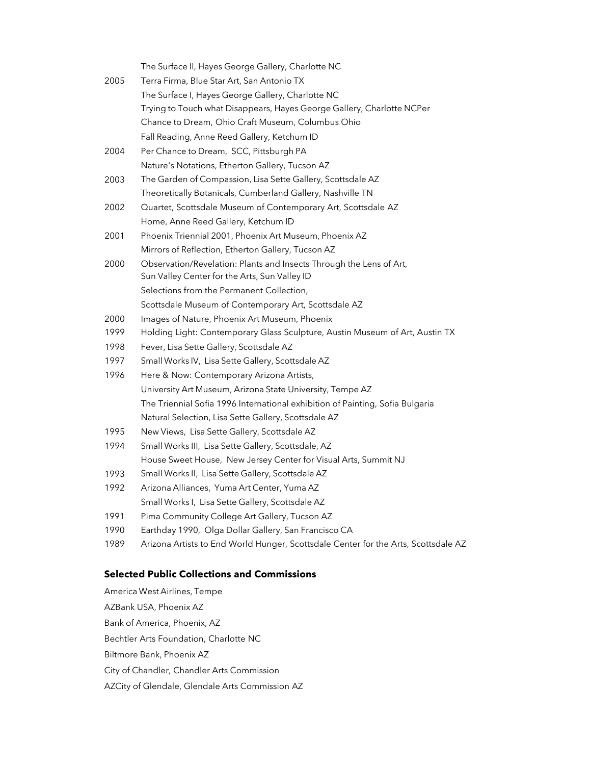| | |
|---|---|
| | The Surface II, Hayes George Gallery, Charlotte NC |
| 2005 | Terra Firma, Blue Star Art, San Antonio TX |
| | The Surface I, Hayes George Gallery, Charlotte NC |
| | Trying to Touch what Disappears, Hayes George Gallery, Charlotte NCPer |
| | Chance to Dream, Ohio Craft Museum, Columbus Ohio |
| | Fall Reading, Anne Reed Gallery, Ketchum ID |
| 2004 | Per Chance to Dream, SCC, Pittsburgh PA |
| | Nature's Notations, Etherton Gallery, Tucson AZ |
| 2003 | The Garden of Compassion, Lisa Sette Gallery, Scottsdale AZ |
| | Theoretically Botanicals, Cumberland Gallery, Nashville TN |
| 2002 | Quartet, Scottsdale Museum of Contemporary Art, Scottsdale AZ |
| | Home, Anne Reed Gallery, Ketchum ID |
| 2001 | Phoenix Triennial 2001, Phoenix Art Museum, Phoenix AZ |
| | Mirrors of Reflection, Etherton Gallery, Tucson AZ |
| 2000 | Observation/Revelation: Plants and Insects Through the Lens of Art, Sun Valley Center for the Arts, Sun Valley ID |
| | Selections from the Permanent Collection, Scottsdale Museum of Contemporary Art, Scottsdale AZ |
| 2000 | Images of Nature, Phoenix Art Museum, Phoenix |
| 1999 | Holding Light: Contemporary Glass Sculpture, Austin Museum of Art, Austin TX |
| 1998 | Fever, Lisa Sette Gallery, Scottsdale AZ |
| 1997 | Small Works IV, Lisa Sette Gallery, Scottsdale AZ |
| 1996 | Here & Now: Contemporary Arizona Artists, University Art Museum, Arizona State University, Tempe AZ |
| | The Triennial Sofia 1996 International exhibition of Painting, Sofia Bulgaria |
| | Natural Selection, Lisa Sette Gallery, Scottsdale AZ |
| 1995 | New Views, Lisa Sette Gallery, Scottsdale AZ |
| 1994 | Small Works III, Lisa Sette Gallery, Scottsdale, AZ |
| | House Sweet House, New Jersey Center for Visual Arts, Summit NJ |
| 1993 | Small Works II, Lisa Sette Gallery, Scottsdale AZ |
| 1992 | Arizona Alliances, Yuma Art Center, Yuma AZ |
| | Small Works I, Lisa Sette Gallery, Scottsdale AZ |
| 1991 | Pima Community College Art Gallery, Tucson AZ |
| 1990 | Earthday 1990, Olga Dollar Gallery, San Francisco CA |
| 1989 | Arizona Artists to End World Hunger, Scottsdale Center for the Arts, Scottsdale AZ |

**Selected Public Collections and Commissions**

America West Airlines, Tempe

AZBank USA, Phoenix AZ

Bank of America, Phoenix, AZ

Bechtler Arts Foundation, Charlotte NC

Biltmore Bank, Phoenix AZ

City of Chandler, Chandler Arts Commission

AZCity of Glendale, Glendale Arts Commission AZ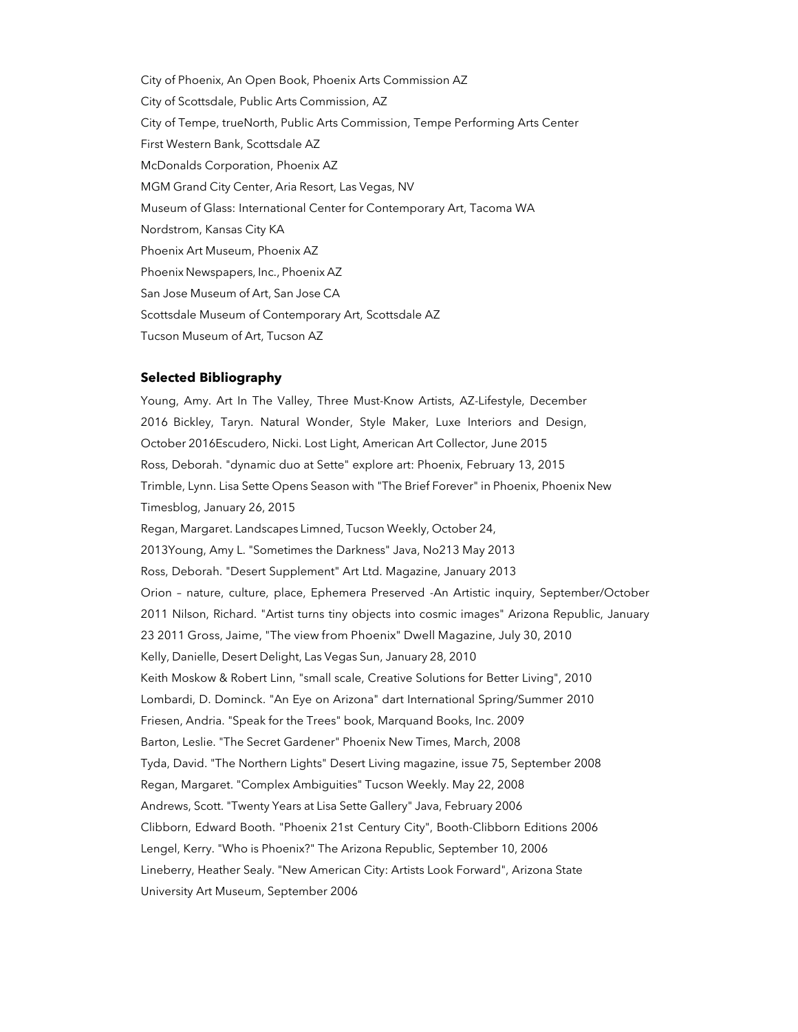City of Phoenix, An Open Book, Phoenix Arts Commission AZ

City of Scottsdale, Public Arts Commission, AZ

City of Tempe, trueNorth, Public Arts Commission, Tempe Performing Arts Center

First Western Bank, Scottsdale AZ

McDonalds Corporation, Phoenix AZ

MGM Grand City Center, Aria Resort, Las Vegas, NV

Museum of Glass: International Center for Contemporary Art, Tacoma WA

Nordstrom, Kansas City KA

Phoenix Art Museum, Phoenix AZ

Phoenix Newspapers, Inc., Phoenix AZ

San Jose Museum of Art, San Jose CA

Scottsdale Museum of Contemporary Art, Scottsdale AZ

Tucson Museum of Art, Tucson AZ

### Selected Bibliography

Young, Amy. Art In The Valley, Three Must-Know Artists, AZ-Lifestyle, December 2016 Bickley, Taryn. Natural Wonder, Style Maker, Luxe Interiors and Design, October 2016Escudero, Nicki. Lost Light, American Art Collector, June 2015

Ross, Deborah. "dynamic duo at Sette" explore art: Phoenix, February 13, 2015

Trimble, Lynn. Lisa Sette Opens Season with "The Brief Forever" in Phoenix, Phoenix New Timesblog, January 26, 2015

Regan, Margaret. Landscapes Limned, Tucson Weekly, October 24, 2013Young, Amy L. "Sometimes the Darkness" Java, No213 May 2013

Ross, Deborah. "Desert Supplement" Art Ltd. Magazine, January 2013

Orion – nature, culture, place, Ephemera Preserved -An Artistic inquiry, September/October 2011 Nilson, Richard. "Artist turns tiny objects into cosmic images" Arizona Republic, January 23 2011 Gross, Jaime, "The view from Phoenix" Dwell Magazine, July 30, 2010

Kelly, Danielle, Desert Delight, Las Vegas Sun, January 28, 2010

Keith Moskow & Robert Linn, "small scale, Creative Solutions for Better Living", 2010

Lombardi, D. Dominck. "An Eye on Arizona" dart International Spring/Summer 2010

Friesen, Andria. "Speak for the Trees" book, Marquand Books, Inc. 2009

Barton, Leslie. "The Secret Gardener" Phoenix New Times, March, 2008

Tyda, David. "The Northern Lights" Desert Living magazine, issue 75, September 2008

Regan, Margaret. "Complex Ambiguities" Tucson Weekly. May 22, 2008

Andrews, Scott. "Twenty Years at Lisa Sette Gallery" Java, February 2006

Clibborn, Edward Booth. "Phoenix 21st Century City", Booth-Clibborn Editions 2006

Lengel, Kerry. "Who is Phoenix?" The Arizona Republic, September 10, 2006

Lineberry, Heather Sealy. "New American City: Artists Look Forward", Arizona State University Art Museum, September 2006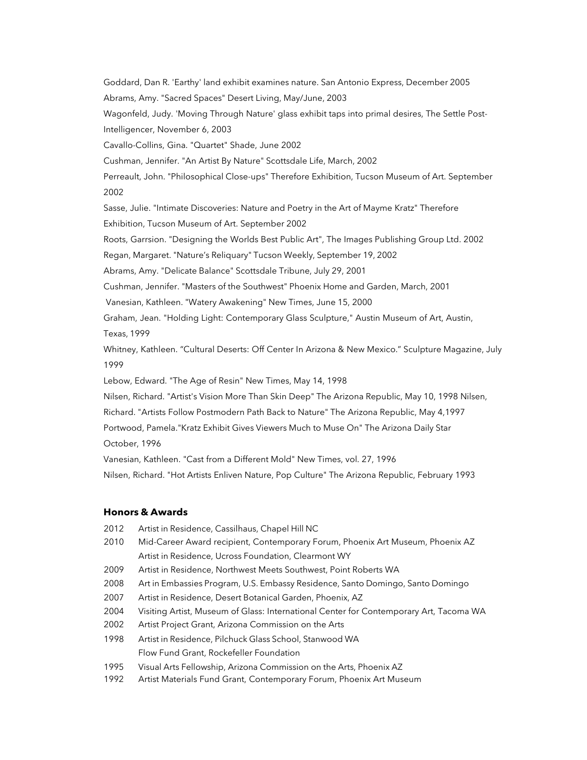Goddard, Dan R. 'Earthy' land exhibit examines nature. San Antonio Express, December 2005

Abrams, Amy. "Sacred Spaces" Desert Living, May/June, 2003

Wagonfeld, Judy. 'Moving Through Nature' glass exhibit taps into primal desires, The Settle Post-Intelligencer, November 6, 2003

Cavallo-Collins, Gina. "Quartet" Shade, June 2002

Cushman, Jennifer. "An Artist By Nature" Scottsdale Life, March, 2002

Perreault, John. "Philosophical Close-ups" Therefore Exhibition, Tucson Museum of Art. September 2002

Sasse, Julie. "Intimate Discoveries: Nature and Poetry in the Art of Mayme Kratz" Therefore Exhibition, Tucson Museum of Art. September 2002

Roots, Garrsion. "Designing the Worlds Best Public Art", The Images Publishing Group Ltd. 2002

Regan, Margaret. "Nature's Reliquary" Tucson Weekly, September 19, 2002

Abrams, Amy. "Delicate Balance" Scottsdale Tribune, July 29, 2001

Cushman, Jennifer. "Masters of the Southwest" Phoenix Home and Garden, March, 2001

Vanesian, Kathleen. "Watery Awakening" New Times, June 15, 2000

Graham, Jean. "Holding Light: Contemporary Glass Sculpture," Austin Museum of Art, Austin, Texas, 1999

Whitney, Kathleen. "Cultural Deserts: Off Center In Arizona & New Mexico." Sculpture Magazine, July 1999

Lebow, Edward. "The Age of Resin" New Times, May 14, 1998

Nilsen, Richard. "Artist's Vision More Than Skin Deep" The Arizona Republic, May 10, 1998 Nilsen, Richard. "Artists Follow Postmodern Path Back to Nature" The Arizona Republic, May 4,1997

Portwood, Pamela."Kratz Exhibit Gives Viewers Much to Muse On" The Arizona Daily Star October, 1996

Vanesian, Kathleen. "Cast from a Different Mold" New Times, vol. 27, 1996

Nilsen, Richard. "Hot Artists Enliven Nature, Pop Culture" The Arizona Republic, February 1993

**Honors & Awards**

2012 Artist in Residence, Cassilhaus, Chapel Hill NC

2010 Mid-Career Award recipient, Contemporary Forum, Phoenix Art Museum, Phoenix AZ
Artist in Residence, Ucross Foundation, Clearmont WY

2009 Artist in Residence, Northwest Meets Southwest, Point Roberts WA

2008 Art in Embassies Program, U.S. Embassy Residence, Santo Domingo, Santo Domingo

2007 Artist in Residence, Desert Botanical Garden, Phoenix, AZ

2004 Visiting Artist, Museum of Glass: International Center for Contemporary Art, Tacoma WA

2002 Artist Project Grant, Arizona Commission on the Arts

1998 Artist in Residence, Pilchuck Glass School, Stanwood WA
Flow Fund Grant, Rockefeller Foundation

1995 Visual Arts Fellowship, Arizona Commission on the Arts, Phoenix AZ

1992 Artist Materials Fund Grant, Contemporary Forum, Phoenix Art Museum